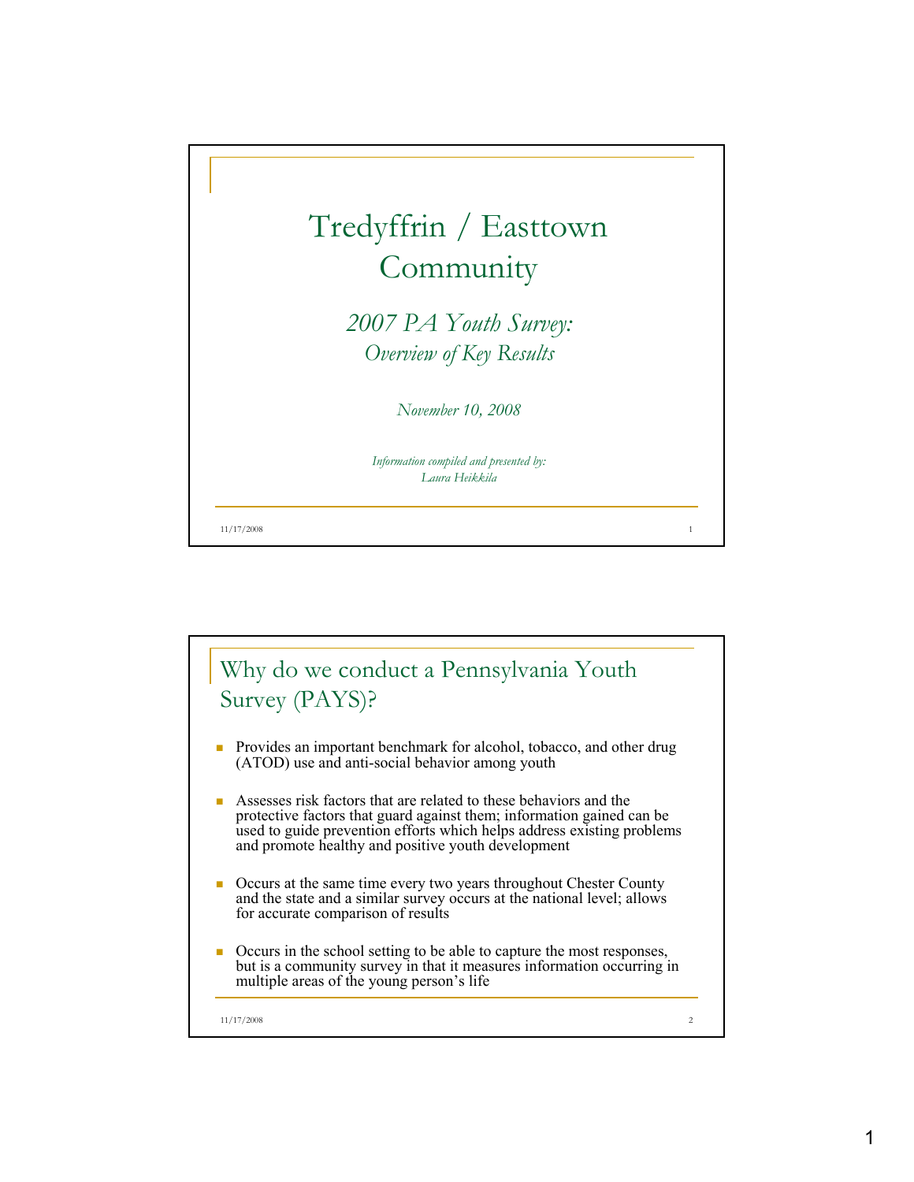# Tredyffrin / Easttown Community

*2007 PA Youth Survey:*
*Overview of Key Results*

*November 10, 2008*

*Information compiled and presented by:*
*Laura Heikkila*

## Why do we conduct a Pennsylvania Youth Survey (PAYS)?

- Provides an important benchmark for alcohol, tobacco, and other drug (ATOD) use and anti-social behavior among youth
- Assesses risk factors that are related to these behaviors and the protective factors that guard against them; information gained can be used to guide prevention efforts which helps address existing problems and promote healthy and positive youth development
- Occurs at the same time every two years throughout Chester County and the state and a similar survey occurs at the national level; allows for accurate comparison of results
- Occurs in the school setting to be able to capture the most responses, but is a community survey in that it measures information occurring in multiple areas of the young person's life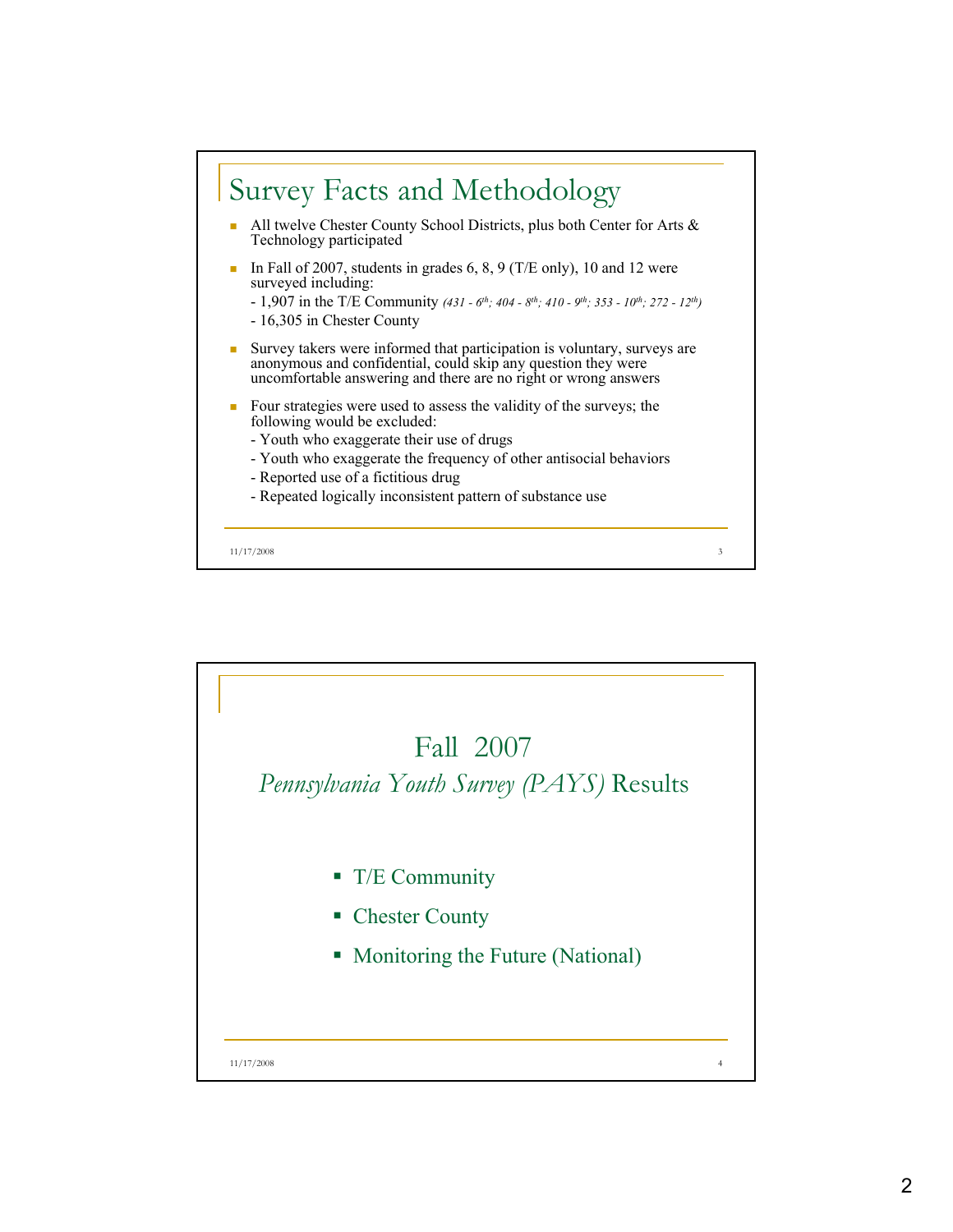## Survey Facts and Methodology

- All twelve Chester County School Districts, plus both Center for Arts & Technology participated
- In Fall of 2007, students in grades 6, 8, 9 (T/E only), 10 and 12 were surveyed including:
  - 1,907 in the T/E Community *(431 - 6th; 404 - 8th; 410 - 9th; 353 - 10th; 272 - 12th)*
  - 16,305 in Chester County
- Survey takers were informed that participation is voluntary, surveys are anonymous and confidential, could skip any question they were uncomfortable answering and there are no right or wrong answers
- Four strategies were used to assess the validity of the surveys; the following would be excluded:
  - Youth who exaggerate their use of drugs
  - Youth who exaggerate the frequency of other antisocial behaviors
  - Reported use of a fictitious drug
  - Repeated logically inconsistent pattern of substance use

## Fall 2007 *Pennsylvania Youth Survey (PAYS)* Results

- T/E Community
- Chester County
- Monitoring the Future (National)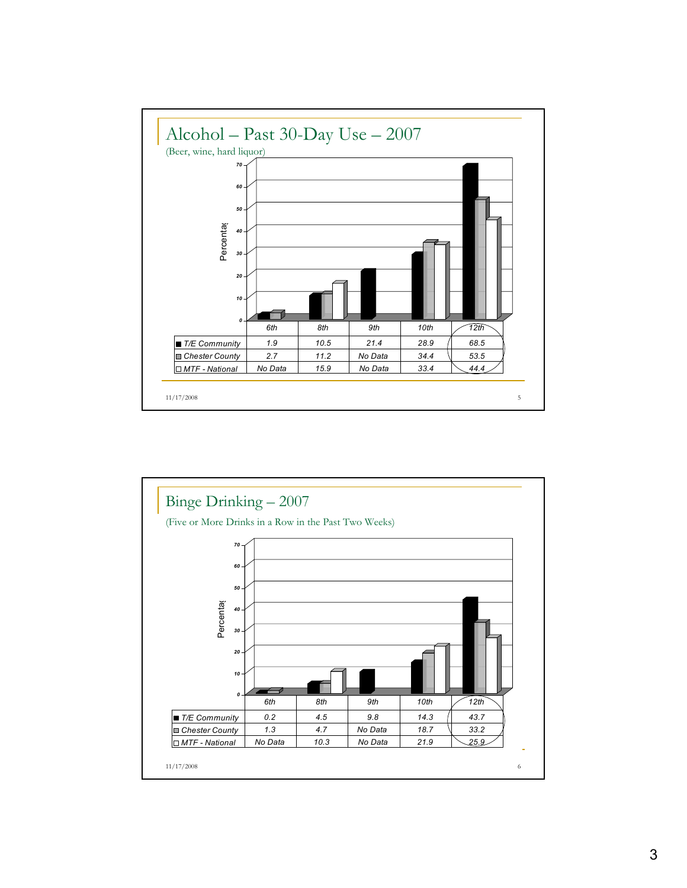## Alcohol – Past 30-Day Use – 2007

(Beer, wine, hard liquor)

| | 6th | 8th | 9th | 10th | 12th |
|---|---|---|---|---|---|
| T/E Community | 1.9 | 10.5 | 21.4 | 28.9 | 68.5 |
| Chester County | 2.7 | 11.2 | No Data | 34.4 | 53.5 |
| MTF - National | No Data | 15.9 | No Data | 33.4 | 44.4 |

## Binge Drinking – 2007

(Five or More Drinks in a Row in the Past Two Weeks)

| | 6th | 8th | 9th | 10th | 12th |
|---|---|---|---|---|---|
| T/E Community | 0.2 | 4.5 | 9.8 | 14.3 | 43.7 |
| Chester County | 1.3 | 4.7 | No Data | 18.7 | 33.2 |
| MTF - National | No Data | 10.3 | No Data | 21.9 | 25.9 |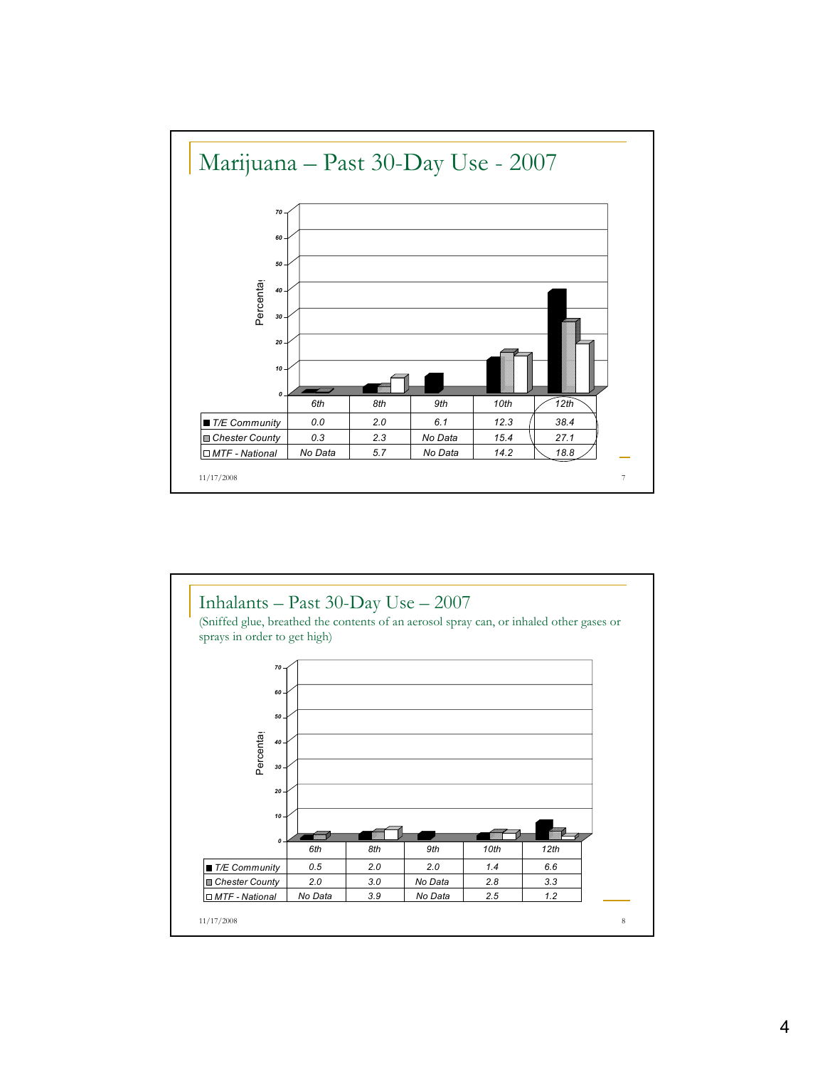## Marijuana – Past 30-Day Use - 2007

| | 6th | 8th | 9th | 10th | 12th |
|---|---|---|---|---|---|
| T/E Community | 0.0 | 2.0 | 6.1 | 12.3 | 38.4 |
| Chester County | 0.3 | 2.3 | No Data | 15.4 | 27.1 |
| MTF - National | No Data | 5.7 | No Data | 14.2 | 18.8 |

## Inhalants – Past 30-Day Use – 2007

(Sniffed glue, breathed the contents of an aerosol spray can, or inhaled other gases or sprays in order to get high)

| | 6th | 8th | 9th | 10th | 12th |
|---|---|---|---|---|---|
| T/E Community | 0.5 | 2.0 | 2.0 | 1.4 | 6.6 |
| Chester County | 2.0 | 3.0 | No Data | 2.8 | 3.3 |
| MTF - National | No Data | 3.9 | No Data | 2.5 | 1.2 |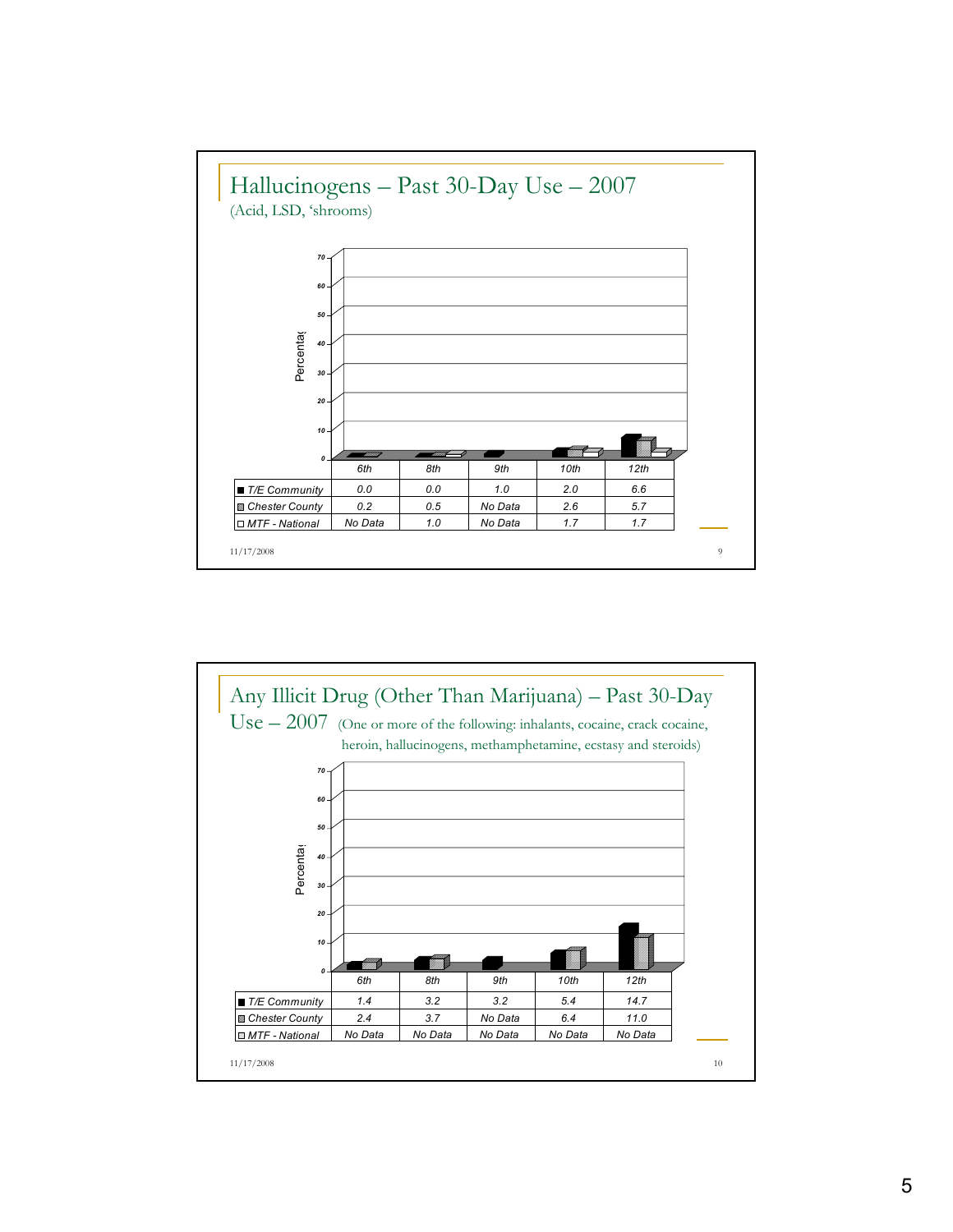## Hallucinogens – Past 30-Day Use – 2007

(Acid, LSD, 'shrooms)

| | 6th | 8th | 9th | 10th | 12th |
|---|---|---|---|---|---|
| T/E Community | 0.0 | 0.0 | 1.0 | 2.0 | 6.6 |
| Chester County | 0.2 | 0.5 | No Data | 2.6 | 5.7 |
| MTF - National | No Data | 1.0 | No Data | 1.7 | 1.7 |

## Any Illicit Drug (Other Than Marijuana) – Past 30-Day Use – 2007

(One or more of the following: inhalants, cocaine, crack cocaine, heroin, hallucinogens, methamphetamine, ecstasy and steroids)

| | 6th | 8th | 9th | 10th | 12th |
|---|---|---|---|---|---|
| T/E Community | 1.4 | 3.2 | 3.2 | 5.4 | 14.7 |
| Chester County | 2.4 | 3.7 | No Data | 6.4 | 11.0 |
| MTF - National | No Data | No Data | No Data | No Data | No Data |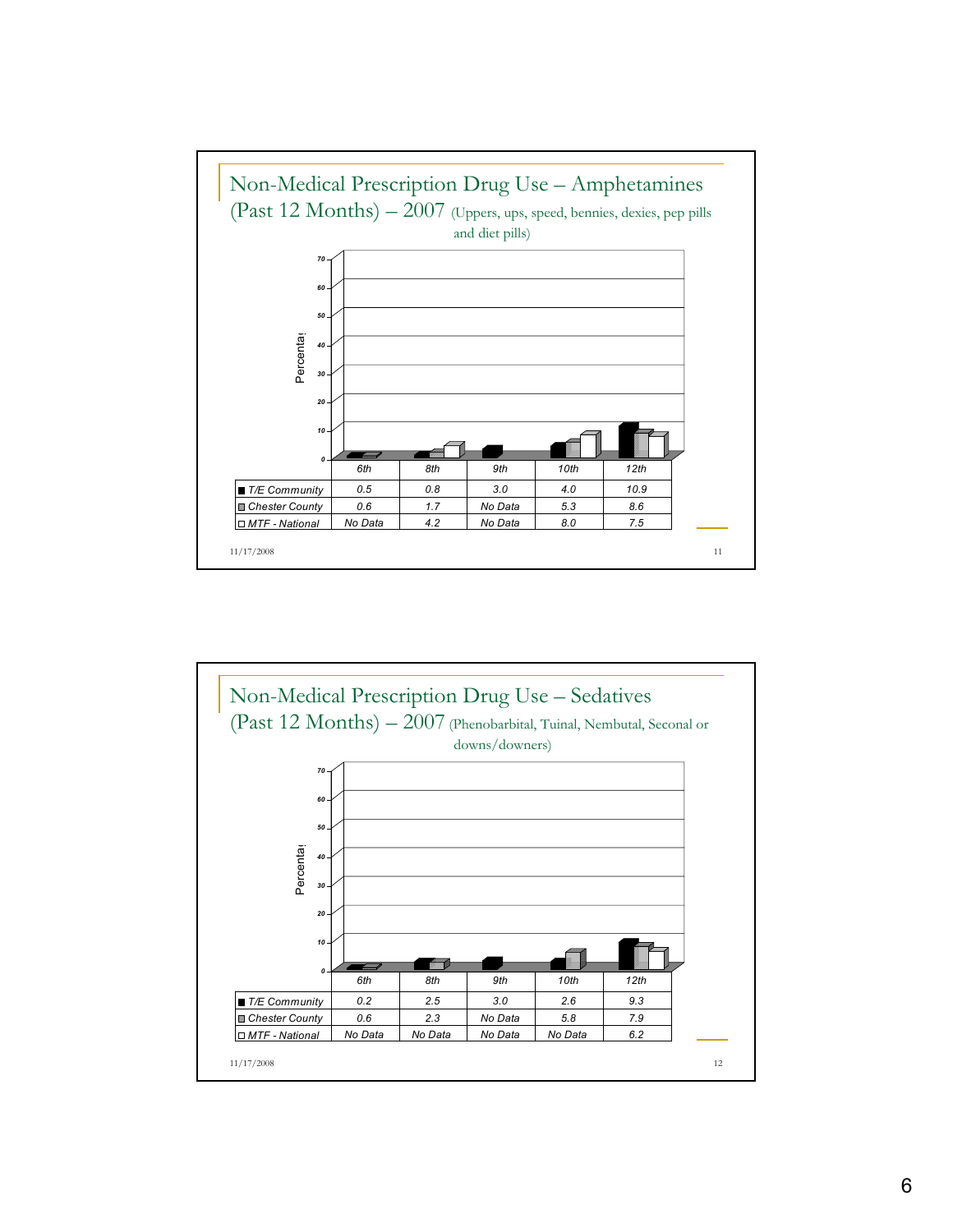## Non-Medical Prescription Drug Use – Amphetamines (Past 12 Months) – 2007 (Uppers, ups, speed, bennies, dexies, pep pills and diet pills)

| | 6th | 8th | 9th | 10th | 12th |
|---|---|---|---|---|---|
| T/E Community | 0.5 | 0.8 | 3.0 | 4.0 | 10.9 |
| Chester County | 0.6 | 1.7 | No Data | 5.3 | 8.6 |
| MTF - National | No Data | 4.2 | No Data | 8.0 | 7.5 |

11/17/2008

## Non-Medical Prescription Drug Use – Sedatives (Past 12 Months) – 2007 (Phenobarbital, Tuinal, Nembutal, Seconal or downs/downers)

| | 6th | 8th | 9th | 10th | 12th |
|---|---|---|---|---|---|
| T/E Community | 0.2 | 2.5 | 3.0 | 2.6 | 9.3 |
| Chester County | 0.6 | 2.3 | No Data | 5.8 | 7.9 |
| MTF - National | No Data | No Data | No Data | No Data | 6.2 |

11/17/2008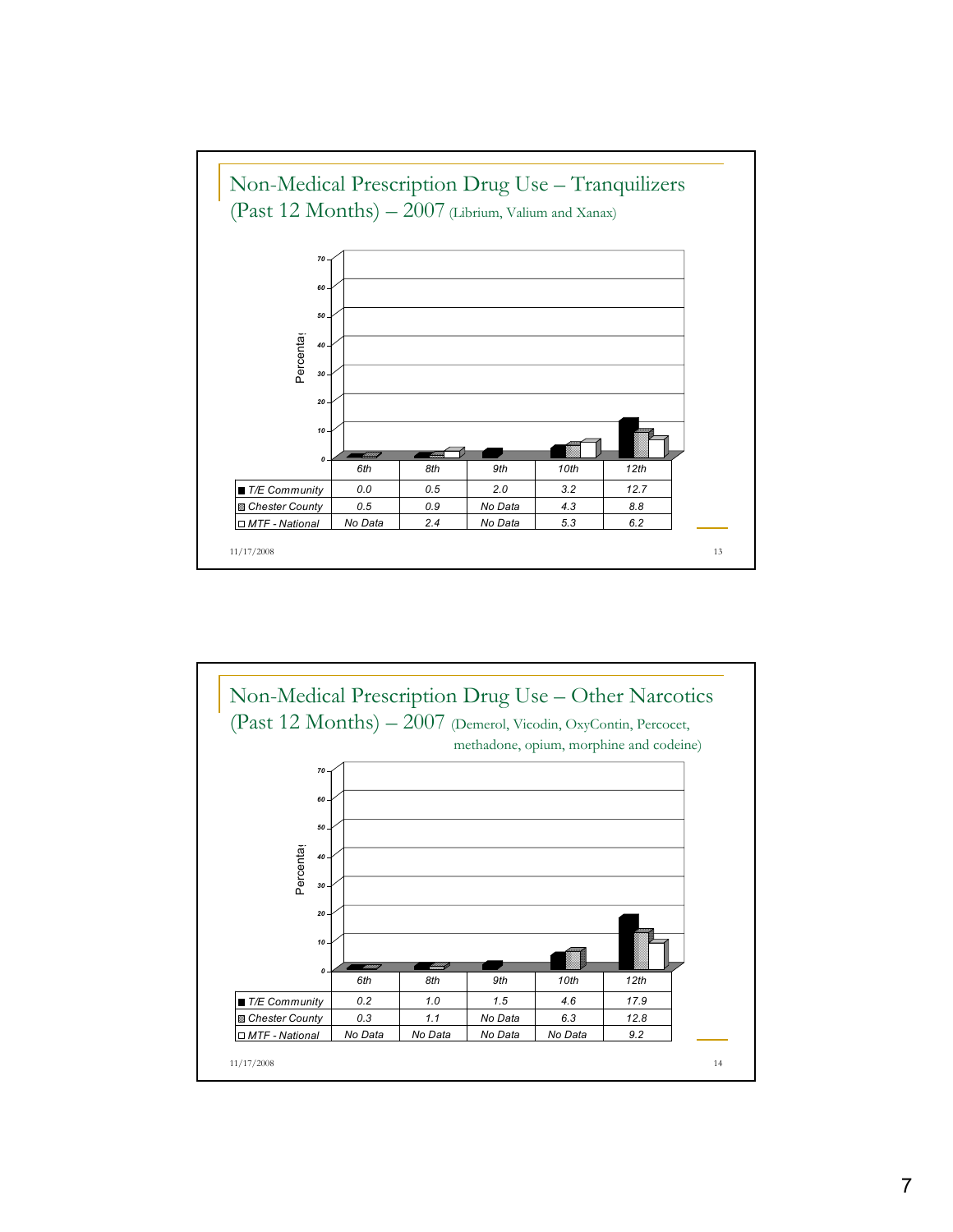## Non-Medical Prescription Drug Use – Tranquilizers (Past 12 Months) – 2007 (Librium, Valium and Xanax)

| | 6th | 8th | 9th | 10th | 12th |
|---|---|---|---|---|---|
| T/E Community | 0.0 | 0.5 | 2.0 | 3.2 | 12.7 |
| Chester County | 0.5 | 0.9 | No Data | 4.3 | 8.8 |
| MTF - National | No Data | 2.4 | No Data | 5.3 | 6.2 |

## Non-Medical Prescription Drug Use – Other Narcotics (Past 12 Months) – 2007 (Demerol, Vicodin, OxyContin, Percocet, methadone, opium, morphine and codeine)

| | 6th | 8th | 9th | 10th | 12th |
|---|---|---|---|---|---|
| T/E Community | 0.2 | 1.0 | 1.5 | 4.6 | 17.9 |
| Chester County | 0.3 | 1.1 | No Data | 6.3 | 12.8 |
| MTF - National | No Data | No Data | No Data | No Data | 9.2 |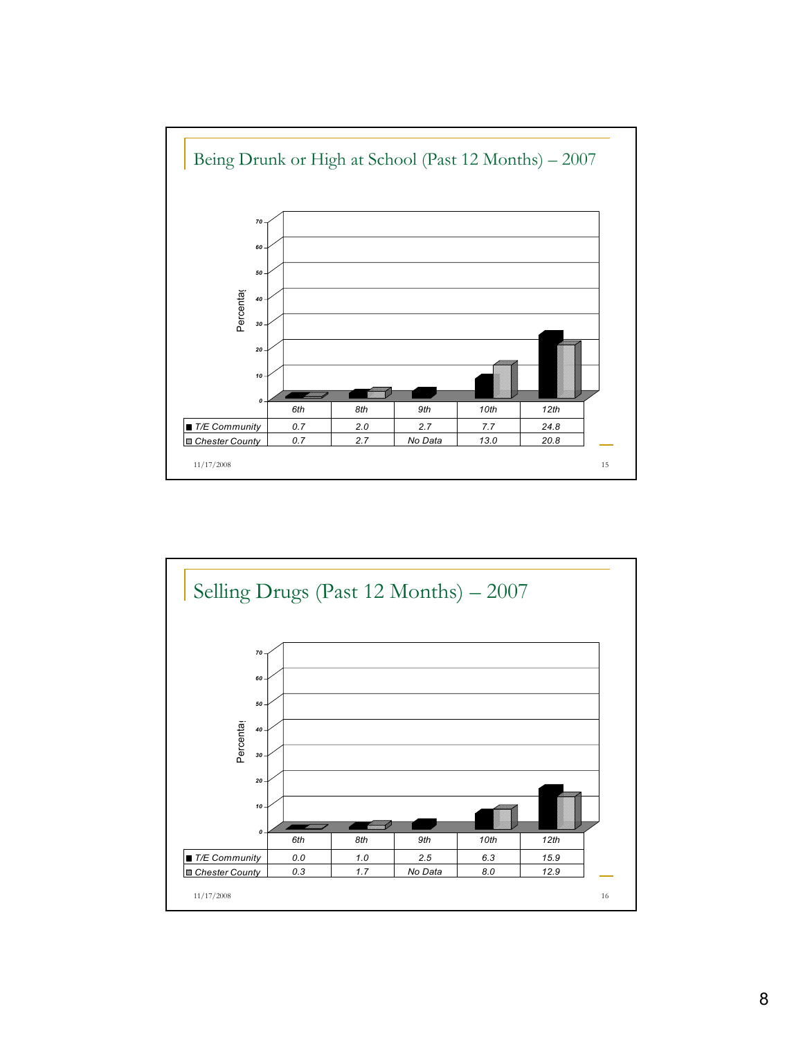## Being Drunk or High at School (Past 12 Months) – 2007

| | 6th | 8th | 9th | 10th | 12th |
|---|---|---|---|---|---|
| T/E Community | 0.7 | 2.0 | 2.7 | 7.7 | 24.8 |
| Chester County | 0.7 | 2.7 | No Data | 13.0 | 20.8 |

11/17/2008

## Selling Drugs (Past 12 Months) – 2007

| | 6th | 8th | 9th | 10th | 12th |
|---|---|---|---|---|---|
| T/E Community | 0.0 | 1.0 | 2.5 | 6.3 | 15.9 |
| Chester County | 0.3 | 1.7 | No Data | 8.0 | 12.9 |

11/17/2008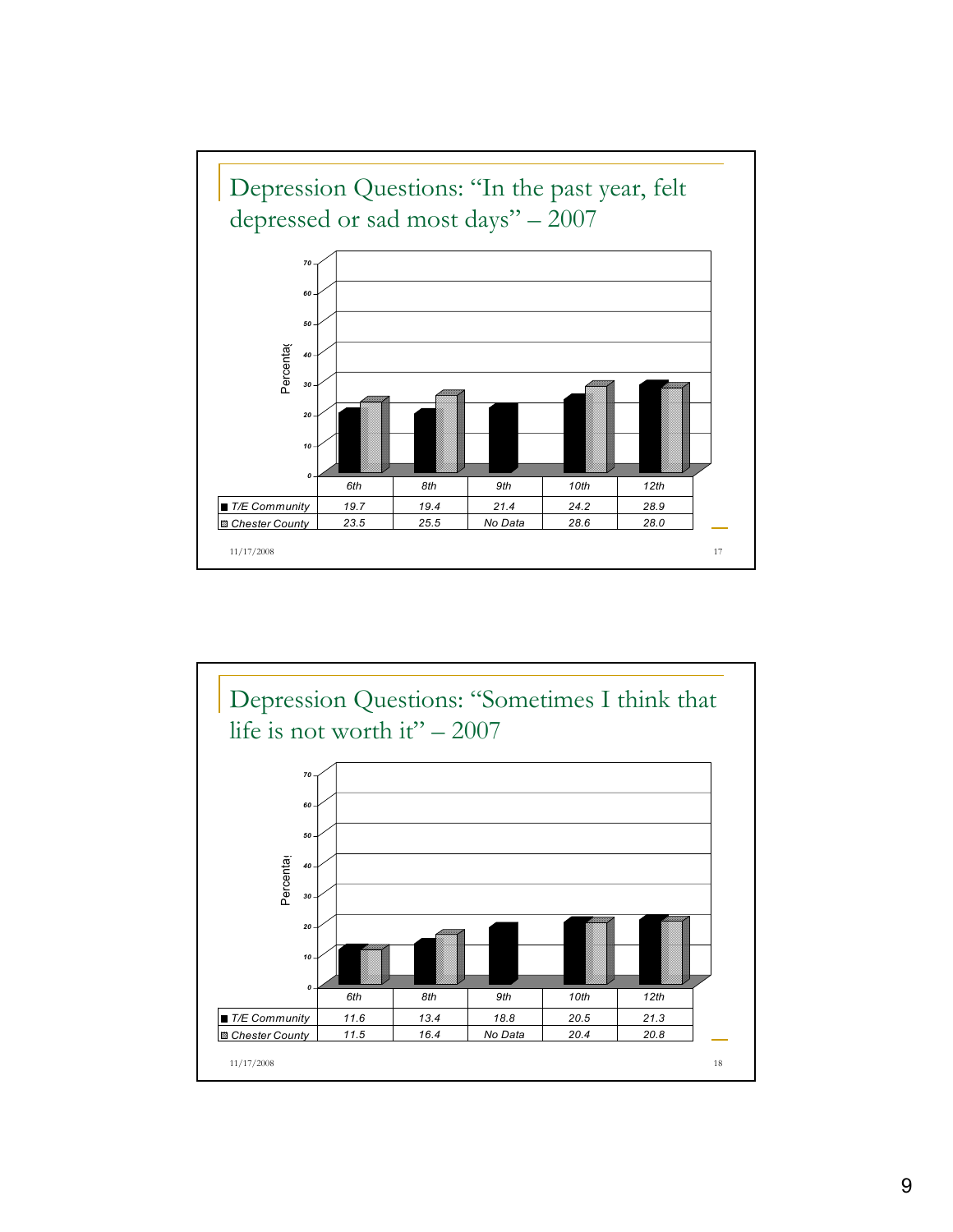## Depression Questions: "In the past year, felt depressed or sad most days" – 2007

| | 6th | 8th | 9th | 10th | 12th |
|---|---|---|---|---|---|
| T/E Community | 19.7 | 19.4 | 21.4 | 24.2 | 28.9 |
| Chester County | 23.5 | 25.5 | No Data | 28.6 | 28.0 |

## Depression Questions: "Sometimes I think that life is not worth it" – 2007

| | 6th | 8th | 9th | 10th | 12th |
|---|---|---|---|---|---|
| T/E Community | 11.6 | 13.4 | 18.8 | 20.5 | 21.3 |
| Chester County | 11.5 | 16.4 | No Data | 20.4 | 20.8 |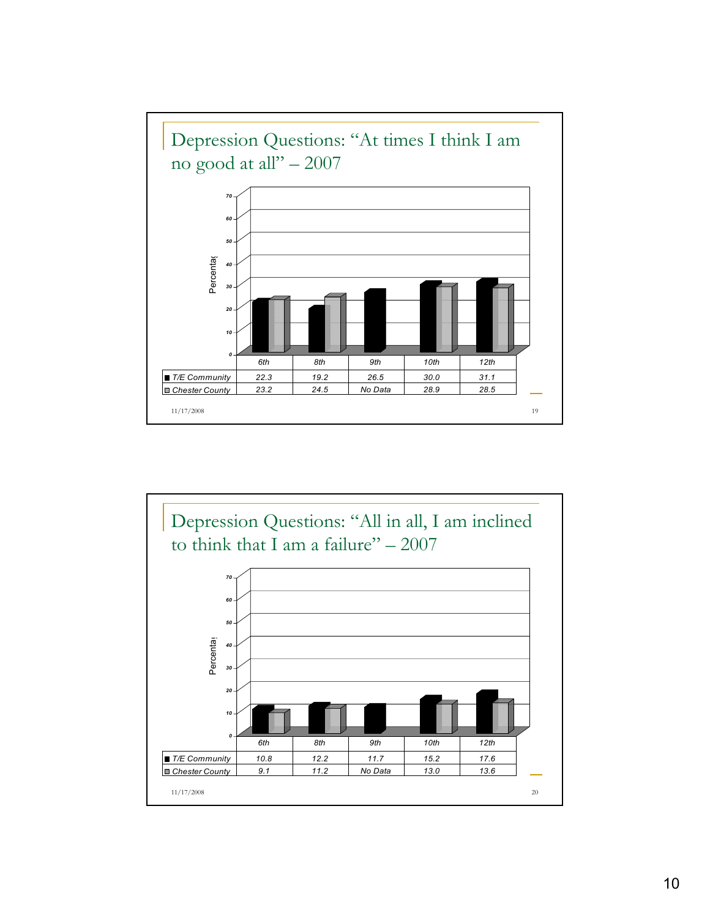## Depression Questions: "At times I think I am no good at all" – 2007

| | 6th | 8th | 9th | 10th | 12th |
|---|---|---|---|---|---|
| T/E Community | 22.3 | 19.2 | 26.5 | 30.0 | 31.1 |
| Chester County | 23.2 | 24.5 | No Data | 28.9 | 28.5 |

## Depression Questions: "All in all, I am inclined to think that I am a failure" – 2007

| | 6th | 8th | 9th | 10th | 12th |
|---|---|---|---|---|---|
| T/E Community | 10.8 | 12.2 | 11.7 | 15.2 | 17.6 |
| Chester County | 9.1 | 11.2 | No Data | 13.0 | 13.6 |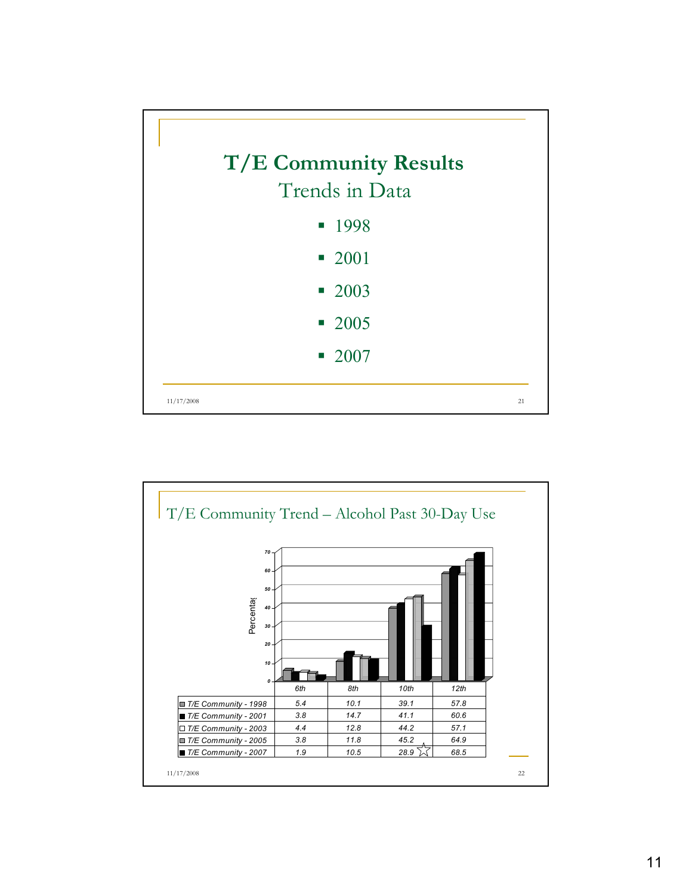# T/E Community Results

## Trends in Data

- 1998
- 2001
- 2003
- 2005
- 2007

## T/E Community Trend – Alcohol Past 30-Day Use

| | 6th | 8th | 10th | 12th |
|---|---|---|---|---|
| T/E Community - 1998 | 5.4 | 10.1 | 39.1 | 57.8 |
| T/E Community - 2001 | 3.8 | 14.7 | 41.1 | 60.6 |
| T/E Community - 2003 | 4.4 | 12.8 | 44.2 | 57.1 |
| T/E Community - 2005 | 3.8 | 11.8 | 45.2 | 64.9 |
| T/E Community - 2007 | 1.9 | 10.5 | 28.9 ☆ | 68.5 |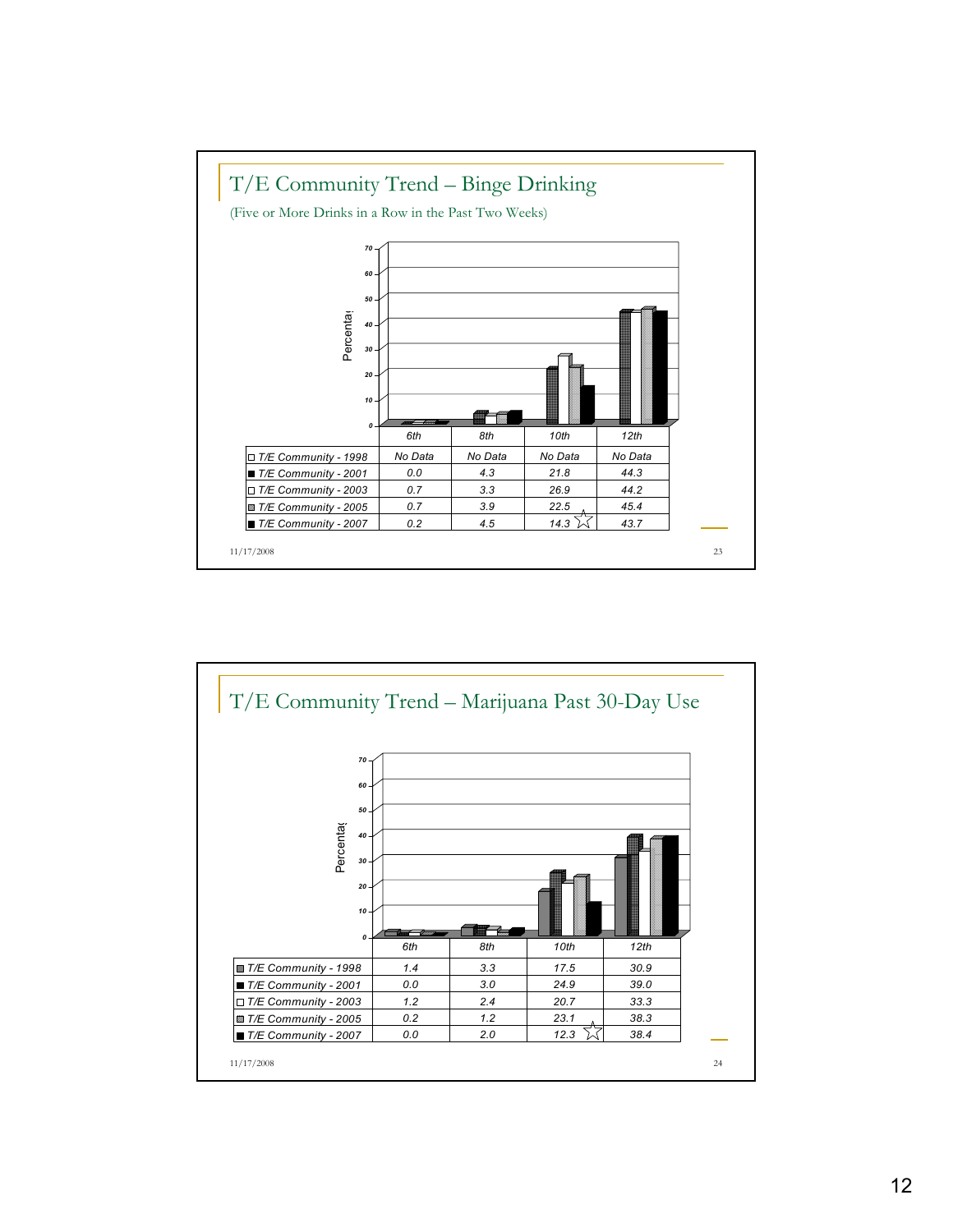## T/E Community Trend – Binge Drinking

(Five or More Drinks in a Row in the Past Two Weeks)

| | 6th | 8th | 10th | 12th |
|---|---|---|---|---|
| T/E Community - 1998 | No Data | No Data | No Data | No Data |
| T/E Community - 2001 | 0.0 | 4.3 | 21.8 | 44.3 |
| T/E Community - 2003 | 0.7 | 3.3 | 26.9 | 44.2 |
| T/E Community - 2005 | 0.7 | 3.9 | 22.5 | 45.4 |
| T/E Community - 2007 | 0.2 | 4.5 | 14.3 ☆ | 43.7 |

11/17/2008

## T/E Community Trend – Marijuana Past 30-Day Use

| | 6th | 8th | 10th | 12th |
|---|---|---|---|---|
| T/E Community - 1998 | 1.4 | 3.3 | 17.5 | 30.9 |
| T/E Community - 2001 | 0.0 | 3.0 | 24.9 | 39.0 |
| T/E Community - 2003 | 1.2 | 2.4 | 20.7 | 33.3 |
| T/E Community - 2005 | 0.2 | 1.2 | 23.1 | 38.3 |
| T/E Community - 2007 | 0.0 | 2.0 | 12.3 ☆ | 38.4 |

11/17/2008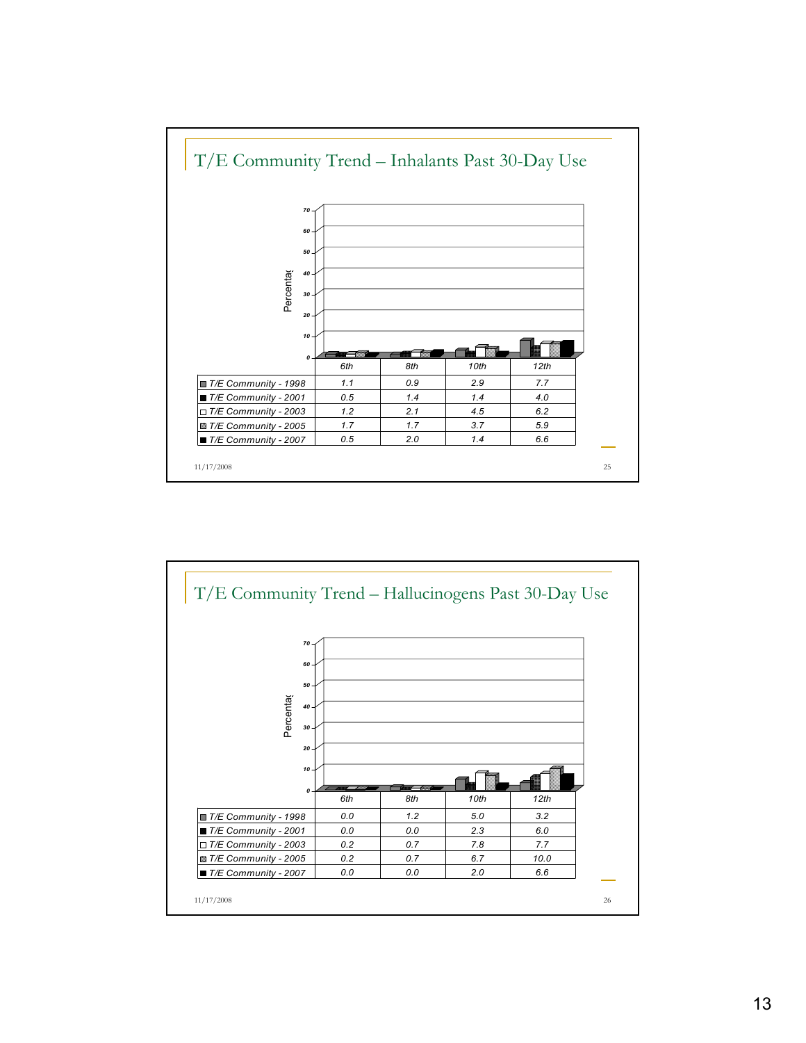## T/E Community Trend – Inhalants Past 30-Day Use

|  | 6th | 8th | 10th | 12th |
|---|---|---|---|---|
| T/E Community - 1998 | 1.1 | 0.9 | 2.9 | 7.7 |
| T/E Community - 2001 | 0.5 | 1.4 | 1.4 | 4.0 |
| T/E Community - 2003 | 1.2 | 2.1 | 4.5 | 6.2 |
| T/E Community - 2005 | 1.7 | 1.7 | 3.7 | 5.9 |
| T/E Community - 2007 | 0.5 | 2.0 | 1.4 | 6.6 |

11/17/2008

## T/E Community Trend – Hallucinogens Past 30-Day Use

|  | 6th | 8th | 10th | 12th |
|---|---|---|---|---|
| T/E Community - 1998 | 0.0 | 1.2 | 5.0 | 3.2 |
| T/E Community - 2001 | 0.0 | 0.0 | 2.3 | 6.0 |
| T/E Community - 2003 | 0.2 | 0.7 | 7.8 | 7.7 |
| T/E Community - 2005 | 0.2 | 0.7 | 6.7 | 10.0 |
| T/E Community - 2007 | 0.0 | 0.0 | 2.0 | 6.6 |

11/17/2008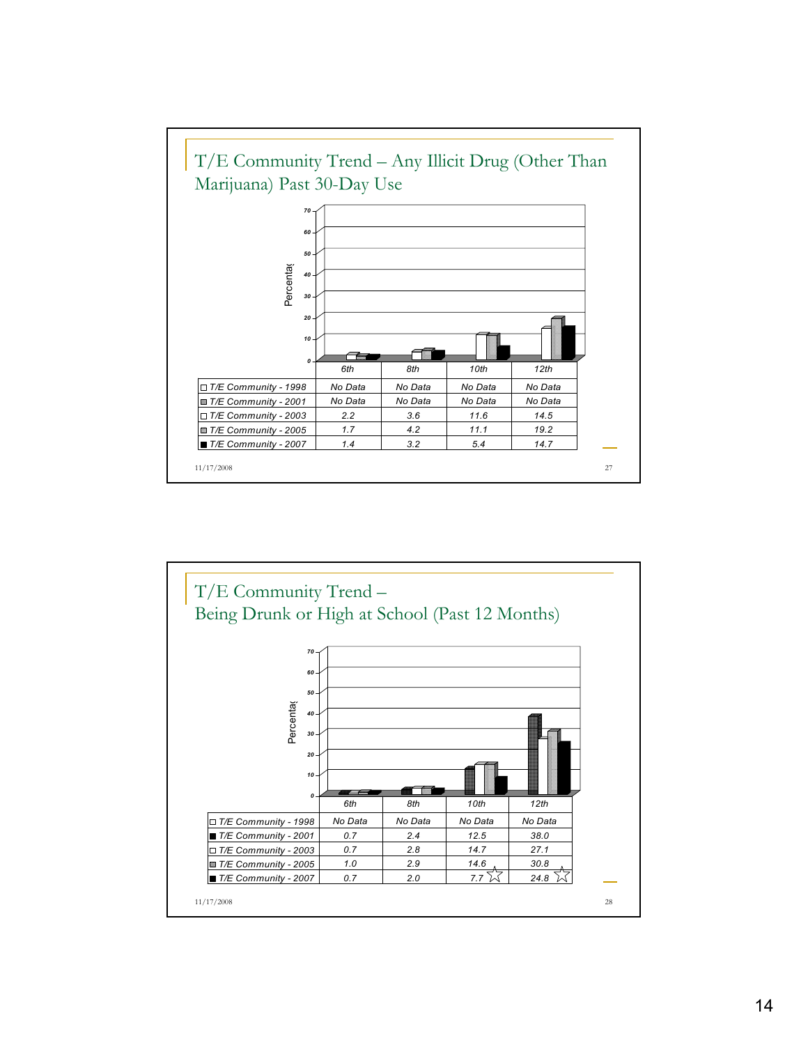## T/E Community Trend – Any Illicit Drug (Other Than Marijuana) Past 30-Day Use

| | 6th | 8th | 10th | 12th |
|---|---|---|---|---|
| T/E Community - 1998 | No Data | No Data | No Data | No Data |
| T/E Community - 2001 | No Data | No Data | No Data | No Data |
| T/E Community - 2003 | 2.2 | 3.6 | 11.6 | 14.5 |
| T/E Community - 2005 | 1.7 | 4.2 | 11.1 | 19.2 |
| T/E Community - 2007 | 1.4 | 3.2 | 5.4 | 14.7 |

11/17/2008

## T/E Community Trend – Being Drunk or High at School (Past 12 Months)

| | 6th | 8th | 10th | 12th |
|---|---|---|---|---|
| T/E Community - 1998 | No Data | No Data | No Data | No Data |
| T/E Community - 2001 | 0.7 | 2.4 | 12.5 | 38.0 |
| T/E Community - 2003 | 0.7 | 2.8 | 14.7 | 27.1 |
| T/E Community - 2005 | 1.0 | 2.9 | 14.6 | 30.8 |
| T/E Community - 2007 | 0.7 | 2.0 | 7.7 ☆ | 24.8 ☆ |

11/17/2008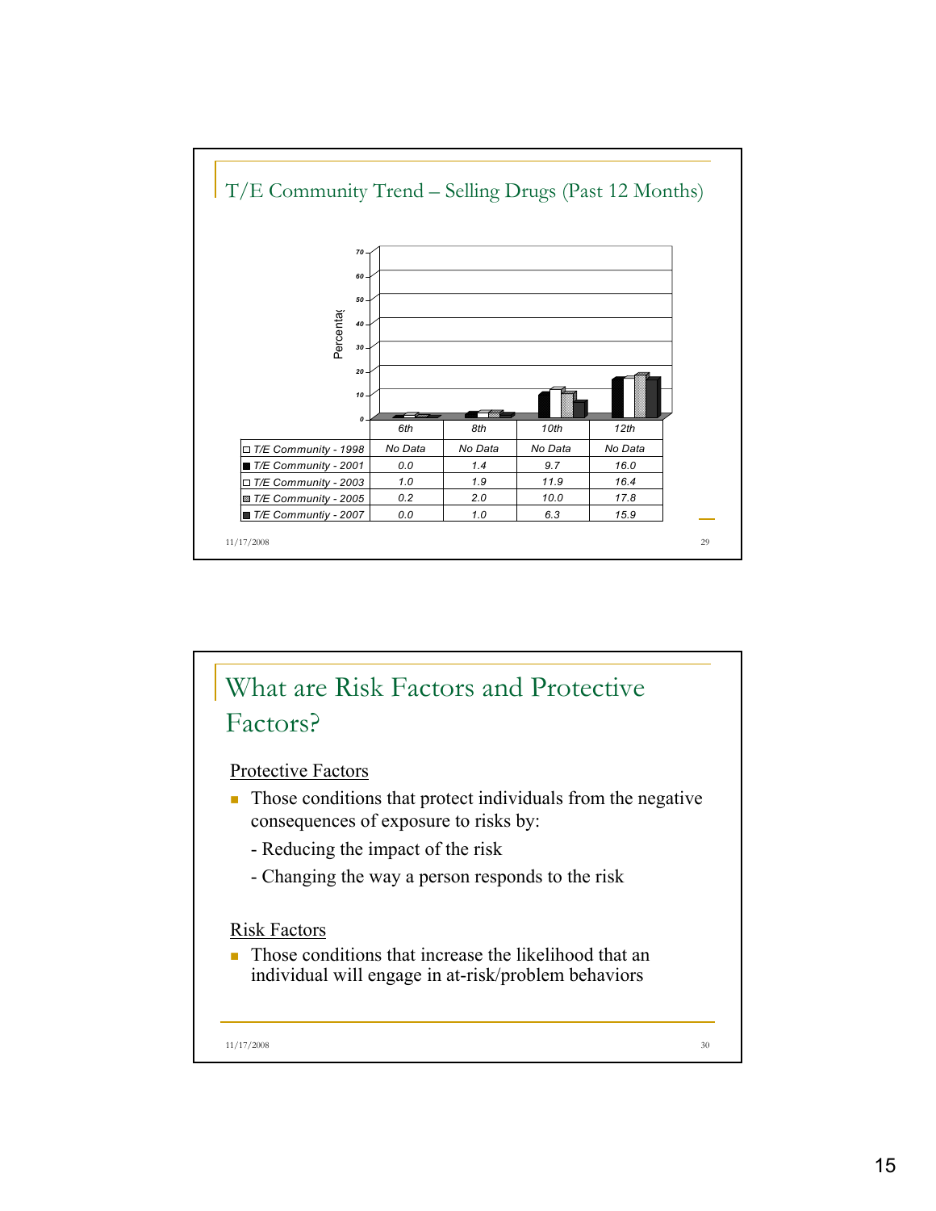## T/E Community Trend – Selling Drugs (Past 12 Months)

| | 6th | 8th | 10th | 12th |
|---|---|---|---|---|
| T/E Community - 1998 | No Data | No Data | No Data | No Data |
| T/E Community - 2001 | 0.0 | 1.4 | 9.7 | 16.0 |
| T/E Community - 2003 | 1.0 | 1.9 | 11.9 | 16.4 |
| T/E Community - 2005 | 0.2 | 2.0 | 10.0 | 17.8 |
| T/E Communtiy - 2007 | 0.0 | 1.0 | 6.3 | 15.9 |

11/17/2008

## What are Risk Factors and Protective Factors?

Protective Factors

- Those conditions that protect individuals from the negative consequences of exposure to risks by:
  - Reducing the impact of the risk
  - Changing the way a person responds to the risk

Risk Factors

- Those conditions that increase the likelihood that an individual will engage in at-risk/problem behaviors

11/17/2008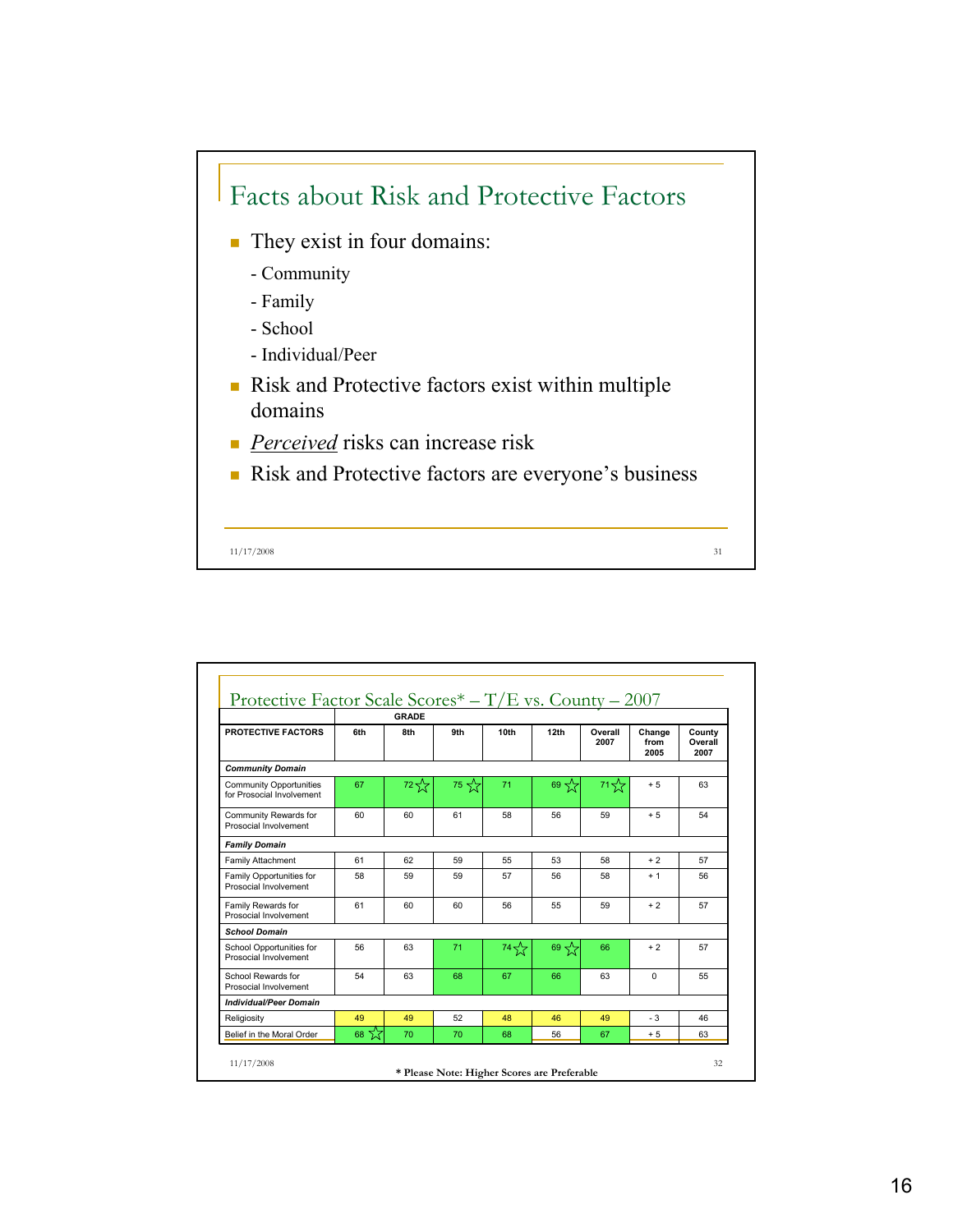## Facts about Risk and Protective Factors

- They exist in four domains:
  - Community
  - Family
  - School
  - Individual/Peer
- Risk and Protective factors exist within multiple domains
- *Perceived* risks can increase risk
- Risk and Protective factors are everyone's business

## Protective Factor Scale Scores* – T/E vs. County – 2007

| PROTECTIVE FACTORS | GRADE 6th | 8th | 9th | 10th | 12th | Overall 2007 | Change from 2005 | County Overall 2007 |
|---|---|---|---|---|---|---|---|---|
| ***Community Domain*** | | | | | | | | |
| Community Opportunities for Prosocial Involvement | 67 | 72 ☆ | 75 ☆ | 71 | 69 ☆ | 71 ☆ | + 5 | 63 |
| Community Rewards for Prosocial Involvement | 60 | 60 | 61 | 58 | 56 | 59 | + 5 | 54 |
| ***Family Domain*** | | | | | | | | |
| Family Attachment | 61 | 62 | 59 | 55 | 53 | 58 | + 2 | 57 |
| Family Opportunities for Prosocial Involvement | 58 | 59 | 59 | 57 | 56 | 58 | + 1 | 56 |
| Family Rewards for Prosocial Involvement | 61 | 60 | 60 | 56 | 55 | 59 | + 2 | 57 |
| ***School Domain*** | | | | | | | | |
| School Opportunities for Prosocial Involvement | 56 | 63 | 71 | 74 ☆ | 69 ☆ | 66 | + 2 | 57 |
| School Rewards for Prosocial Involvement | 54 | 63 | 68 | 67 | 66 | 63 | 0 | 55 |
| ***Individual/Peer Domain*** | | | | | | | | |
| Religiosity | 49 | 49 | 52 | 48 | 46 | 49 | - 3 | 46 |
| Belief in the Moral Order | 68 ☆ | 70 | 70 | 68 | 56 | 67 | + 5 | 63 |

**\* Please Note: Higher Scores are Preferable**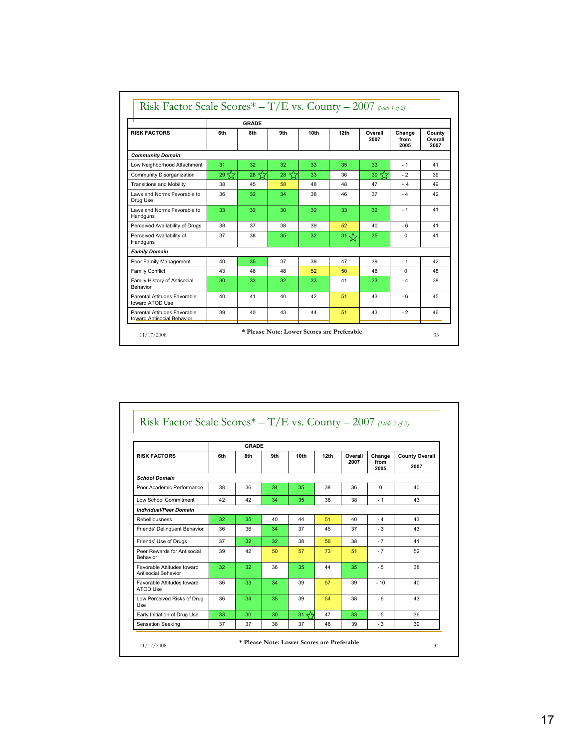## Risk Factor Scale Scores* – T/E vs. County – 2007 *(Slide 1 of 2)*

| RISK FACTORS | GRADE 6th | 8th | 9th | 10th | 12th | Overall 2007 | Change from 2005 | County Overall 2007 |
|---|---|---|---|---|---|---|---|---|
| ***Community Domain*** | | | | | | | | |
| Low Neighborhood Attachment | 31 | 32 | 32 | 33 | 35 | 33 | - 1 | 41 |
| Community Disorganization | 29 ☆ | 28 ☆ | 28 ☆ | 33 | 36 | 30 ☆ | - 2 | 39 |
| Transitions and Mobility | 38 | 45 | 58 | 48 | 48 | 47 | + 4 | 49 |
| Laws and Norms Favorable to Drug Use | 36 | 32 | 34 | 38 | 46 | 37 | - 4 | 42 |
| Laws and Norms Favorable to Handguns | 33 | 32 | 30 | 32 | 33 | 32 | - 1 | 41 |
| Perceived Availability of Drugs | 38 | 37 | 38 | 39 | 52 | 40 | - 6 | 41 |
| Perceived Availability of Handguns | 37 | 38 | 35 | 32 | 31 ☆ | 35 | 0 | 41 |
| ***Family Domain*** | | | | | | | | |
| Poor Family Management | 40 | 35 | 37 | 39 | 47 | 39 | - 1 | 42 |
| Family Conflict | 43 | 46 | 48 | 52 | 50 | 48 | 0 | 48 |
| Family History of Antisocial Behavior | 30 | 33 | 32 | 33 | 41 | 33 | - 4 | 38 |
| Parental Attitudes Favorable toward ATOD Use | 40 | 41 | 40 | 42 | 51 | 43 | - 6 | 45 |
| Parental Attitudes Favorable toward Antisocial Behavior | 39 | 40 | 43 | 44 | 51 | 43 | - 2 | 46 |

**\* Please Note: Lower Scores are Preferable**

11/17/2008

## Risk Factor Scale Scores* – T/E vs. County – 2007 *(Slide 2 of 2)*

| RISK FACTORS | GRADE 6th | 8th | 9th | 10th | 12th | Overall 2007 | Change from 2005 | County Overall 2007 |
|---|---|---|---|---|---|---|---|---|
| ***School Domain*** | | | | | | | | |
| Poor Academic Performance | 38 | 36 | 34 | 35 | 38 | 36 | 0 | 40 |
| Low School Commitment | 42 | 42 | 34 | 35 | 38 | 38 | - 1 | 43 |
| ***Individual/Peer Domain*** | | | | | | | | |
| Rebelliousness | 32 | 35 | 40 | 44 | 51 | 40 | - 4 | 43 |
| Friends' Delinquent Behavior | 36 | 36 | 34 | 37 | 45 | 37 | - 3 | 43 |
| Friends' Use of Drugs | 37 | 32 | 32 | 38 | 56 | 38 | - 7 | 41 |
| Peer Rewards for Antisocial Behavior | 39 | 42 | 50 | 57 | 73 | 51 | - 7 | 52 |
| Favorable Attitudes toward Antisocial Behavior | 32 | 32 | 36 | 35 | 44 | 35 | - 5 | 38 |
| Favorable Attitudes toward ATOD Use | 36 | 33 | 34 | 39 | 57 | 39 | - 10 | 40 |
| Low Perceived Risks of Drug Use | 36 | 34 | 35 | 39 | 54 | 38 | - 6 | 43 |
| Early Initiation of Drug Use | 33 | 30 | 30 | 31 ☆ | 47 | 33 | - 5 | 36 |
| Sensation Seeking | 37 | 37 | 38 | 37 | 46 | 39 | - 3 | 39 |

**\* Please Note: Lower Scores are Preferable**

11/17/2008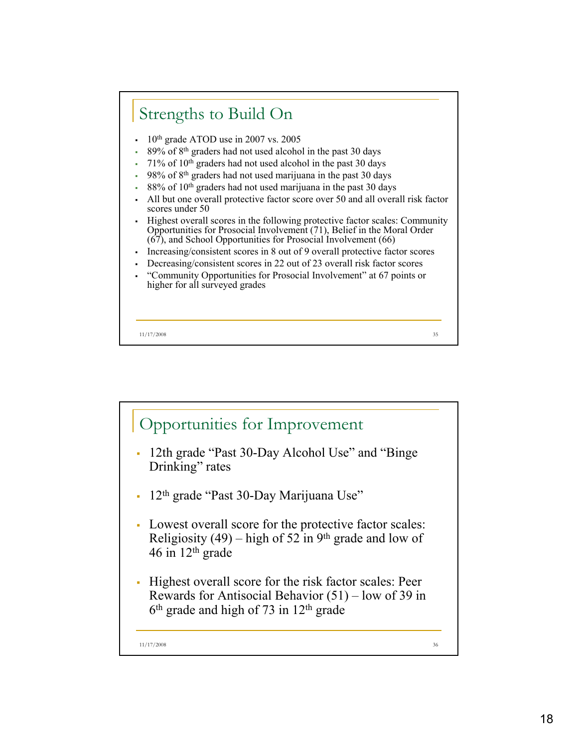## Strengths to Build On

- 10th grade ATOD use in 2007 vs. 2005
- 89% of 8th graders had not used alcohol in the past 30 days
- 71% of 10th graders had not used alcohol in the past 30 days
- 98% of 8th graders had not used marijuana in the past 30 days
- 88% of 10th graders had not used marijuana in the past 30 days
- All but one overall protective factor score over 50 and all overall risk factor scores under 50
- Highest overall scores in the following protective factor scales: Community Opportunities for Prosocial Involvement (71), Belief in the Moral Order (67), and School Opportunities for Prosocial Involvement (66)
- Increasing/consistent scores in 8 out of 9 overall protective factor scores
- Decreasing/consistent scores in 22 out of 23 overall risk factor scores
- "Community Opportunities for Prosocial Involvement" at 67 points or higher for all surveyed grades

## Opportunities for Improvement

- 12th grade "Past 30-Day Alcohol Use" and "Binge Drinking" rates
- 12th grade "Past 30-Day Marijuana Use"
- Lowest overall score for the protective factor scales: Religiosity (49) – high of 52 in 9th grade and low of 46 in 12th grade
- Highest overall score for the risk factor scales: Peer Rewards for Antisocial Behavior (51) – low of 39 in 6th grade and high of 73 in 12th grade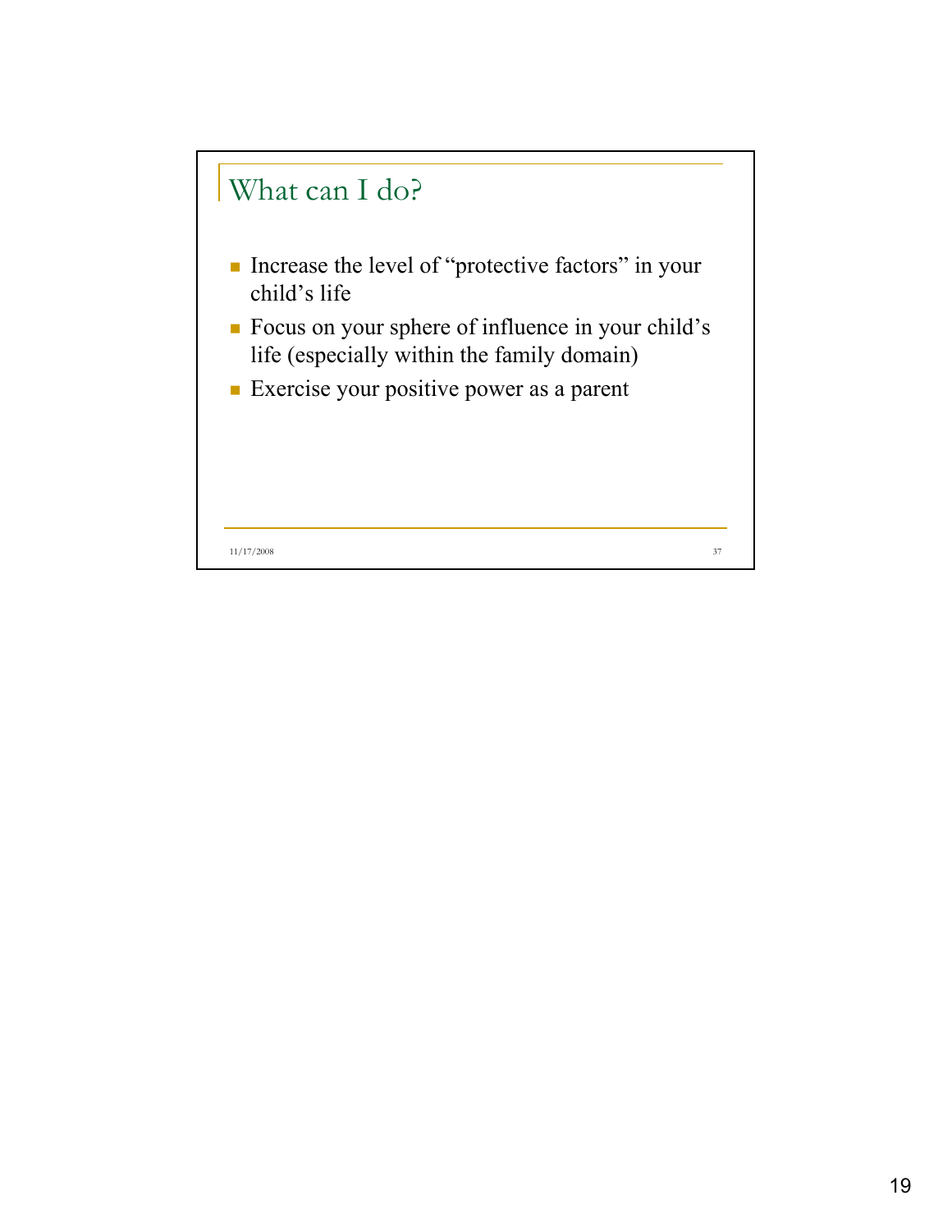## What can I do?

- Increase the level of "protective factors" in your child's life
- Focus on your sphere of influence in your child's life (especially within the family domain)
- Exercise your positive power as a parent